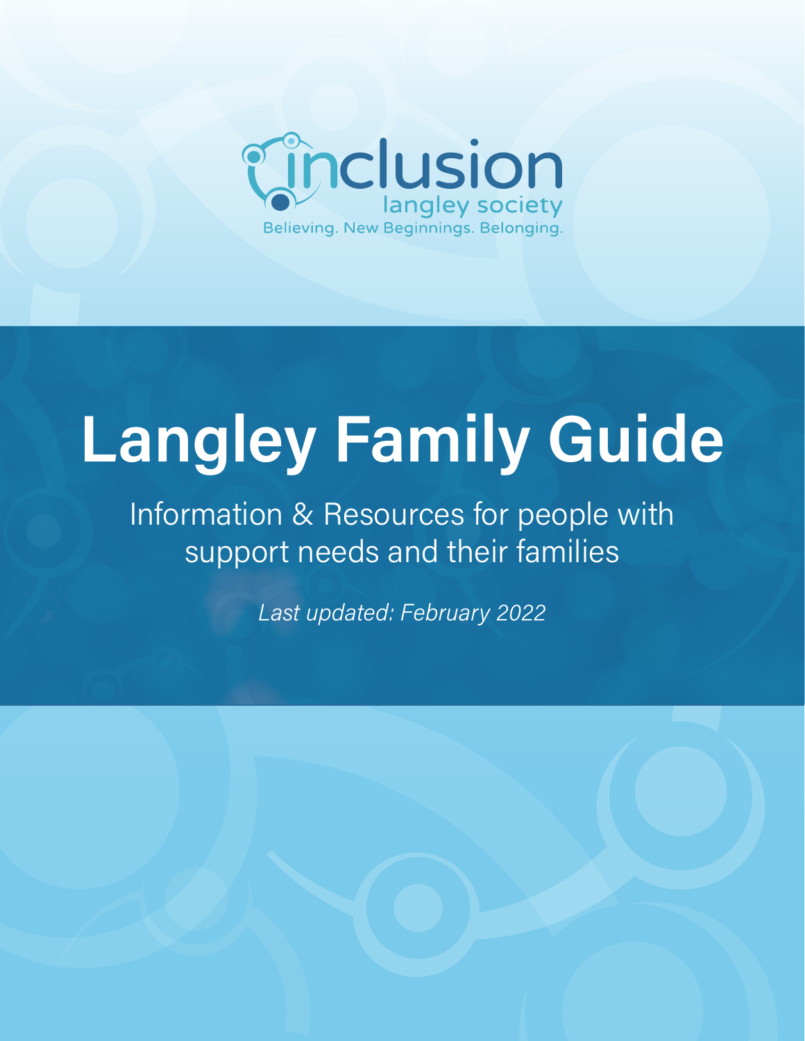inclusion
langley society
Believing. New Beginnings. Belonging.

# Langley Family Guide

Information & Resources for people with support needs and their families

*Last updated: February 2022*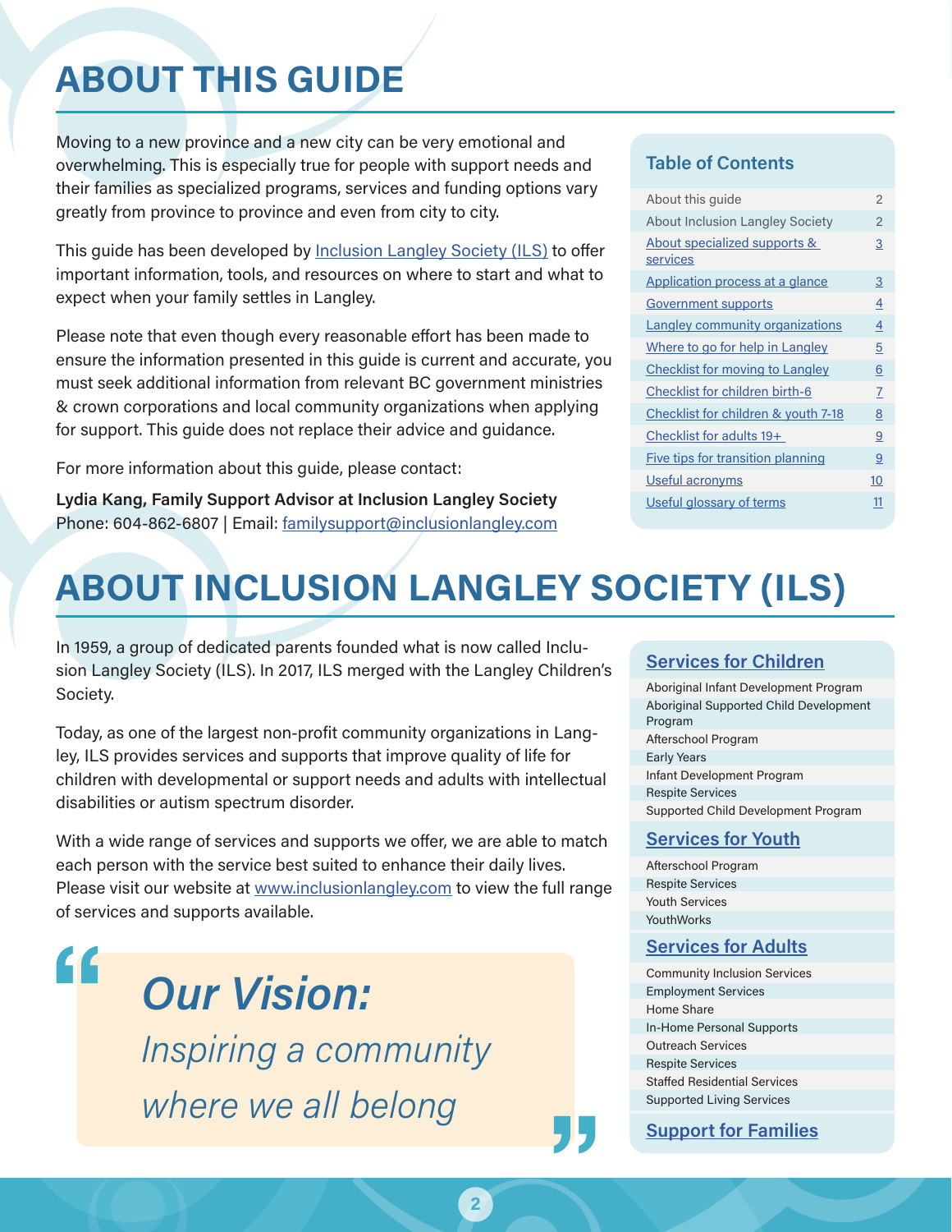# ABOUT THIS GUIDE

Moving to a new province and a new city can be very emotional and overwhelming. This is especially true for people with support needs and their families as specialized programs, services and funding options vary greatly from province to province and even from city to city.

This guide has been developed by [Inclusion Langley Society (ILS)] to offer important information, tools, and resources on where to start and what to expect when your family settles in Langley.

Please note that even though every reasonable effort has been made to ensure the information presented in this guide is current and accurate, you must seek additional information from relevant BC government ministries & crown corporations and local community organizations when applying for support. This guide does not replace their advice and guidance.

For more information about this guide, please contact:

**Lydia Kang, Family Support Advisor at Inclusion Langley Society**
Phone: 604-862-6807 | Email: familysupport@inclusionlangley.com

## Table of Contents

| | |
|---|---|
| About this guide | 2 |
| About Inclusion Langley Society | 2 |
| About specialized supports & services | 3 |
| Application process at a glance | 3 |
| Government supports | 4 |
| Langley community organizations | 4 |
| Where to go for help in Langley | 5 |
| Checklist for moving to Langley | 6 |
| Checklist for children birth-6 | 7 |
| Checklist for children & youth 7-18 | 8 |
| Checklist for adults 19+ | 9 |
| Five tips for transition planning | 9 |
| Useful acronyms | 10 |
| Useful glossary of terms | 11 |

# ABOUT INCLUSION LANGLEY SOCIETY (ILS)

In 1959, a group of dedicated parents founded what is now called Inclusion Langley Society (ILS). In 2017, ILS merged with the Langley Children's Society.

Today, as one of the largest non-profit community organizations in Langley, ILS provides services and supports that improve quality of life for children with developmental or support needs and adults with intellectual disabilities or autism spectrum disorder.

With a wide range of services and supports we offer, we are able to match each person with the service best suited to enhance their daily lives. Please visit our website at www.inclusionlangley.com to view the full range of services and supports available.

> ***Our Vision:***
> *Inspiring a community where we all belong*

## Services for Children

- Aboriginal Infant Development Program
- Aboriginal Supported Child Development Program
- Afterschool Program
- Early Years
- Infant Development Program
- Respite Services
- Supported Child Development Program

## Services for Youth

- Afterschool Program
- Respite Services
- Youth Services
- YouthWorks

## Services for Adults

- Community Inclusion Services
- Employment Services
- Home Share
- In-Home Personal Supports
- Outreach Services
- Respite Services
- Staffed Residential Services
- Supported Living Services

## Support for Families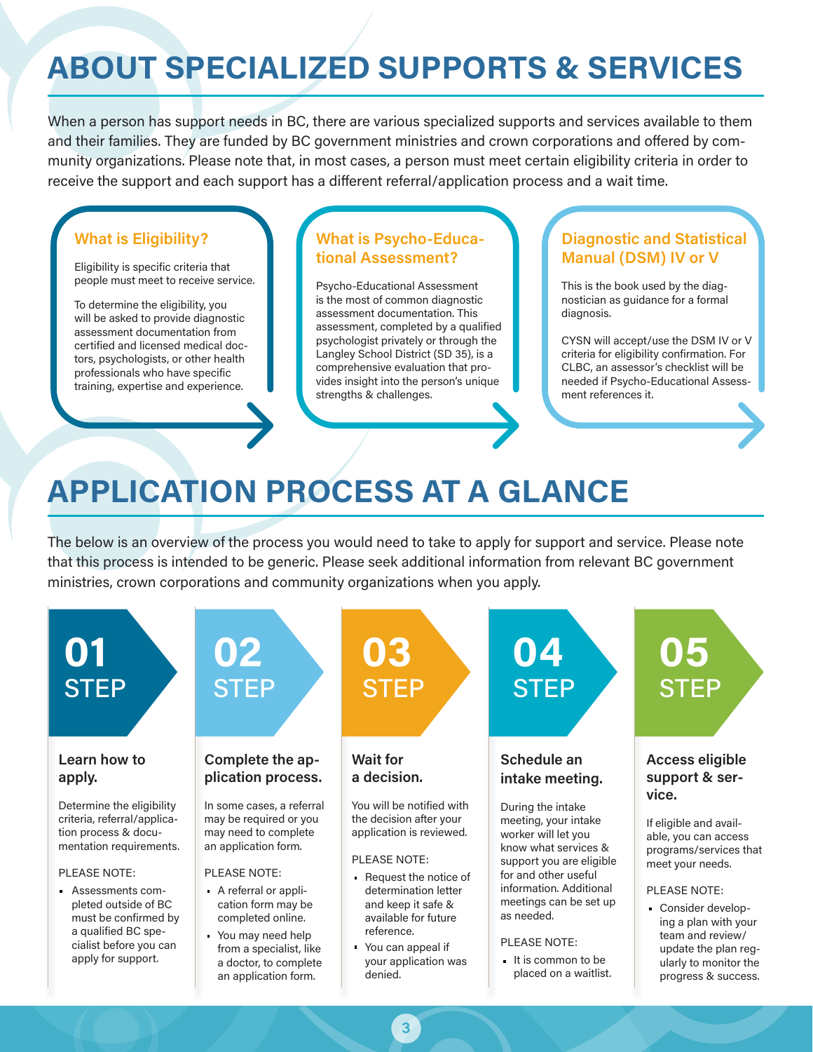# ABOUT SPECIALIZED SUPPORTS & SERVICES

When a person has support needs in BC, there are various specialized supports and services available to them and their families. They are funded by BC government ministries and crown corporations and offered by community organizations. Please note that, in most cases, a person must meet certain eligibility criteria in order to receive the support and each support has a different referral/application process and a wait time.

### What is Eligibility?

Eligibility is specific criteria that people must meet to receive service.

To determine the eligibility, you will be asked to provide diagnostic assessment documentation from certified and licensed medical doctors, psychologists, or other health professionals who have specific training, expertise and experience.

### What is Psycho-Educational Assessment?

Psycho-Educational Assessment is the most of common diagnostic assessment documentation. This assessment, completed by a qualified psychologist privately or through the Langley School District (SD 35), is a comprehensive evaluation that provides insight into the person's unique strengths & challenges.

### Diagnostic and Statistical Manual (DSM) IV or V

This is the book used by the diagnostician as guidance for a formal diagnosis.

CYSN will accept/use the DSM IV or V criteria for eligibility confirmation. For CLBC, an assessor's checklist will be needed if Psycho-Educational Assessment references it.

# APPLICATION PROCESS AT A GLANCE

The below is an overview of the process you would need to take to apply for support and service. Please note that this process is intended to be generic. Please seek additional information from relevant BC government ministries, crown corporations and community organizations when you apply.

## 01 STEP

### Learn how to apply.

Determine the eligibility criteria, referral/application process & documentation requirements.

PLEASE NOTE:

- Assessments completed outside of BC must be confirmed by a qualified BC specialist before you can apply for support.

## 02 STEP

### Complete the application process.

In some cases, a referral may be required or you may need to complete an application form.

PLEASE NOTE:

- A referral or application form may be completed online.
- You may need help from a specialist, like a doctor, to complete an application form.

## 03 STEP

### Wait for a decision.

You will be notified with the decision after your application is reviewed.

PLEASE NOTE:

- Request the notice of determination letter and keep it safe & available for future reference.
- You can appeal if your application was denied.

## 04 STEP

### Schedule an intake meeting.

During the intake meeting, your intake worker will let you know what services & support you are eligible for and other useful information. Additional meetings can be set up as needed.

PLEASE NOTE:

- It is common to be placed on a waitlist.

## 05 STEP

### Access eligible support & service.

If eligible and available, you can access programs/services that meet your needs.

PLEASE NOTE:

- Consider developing a plan with your team and review/update the plan regularly to monitor the progress & success.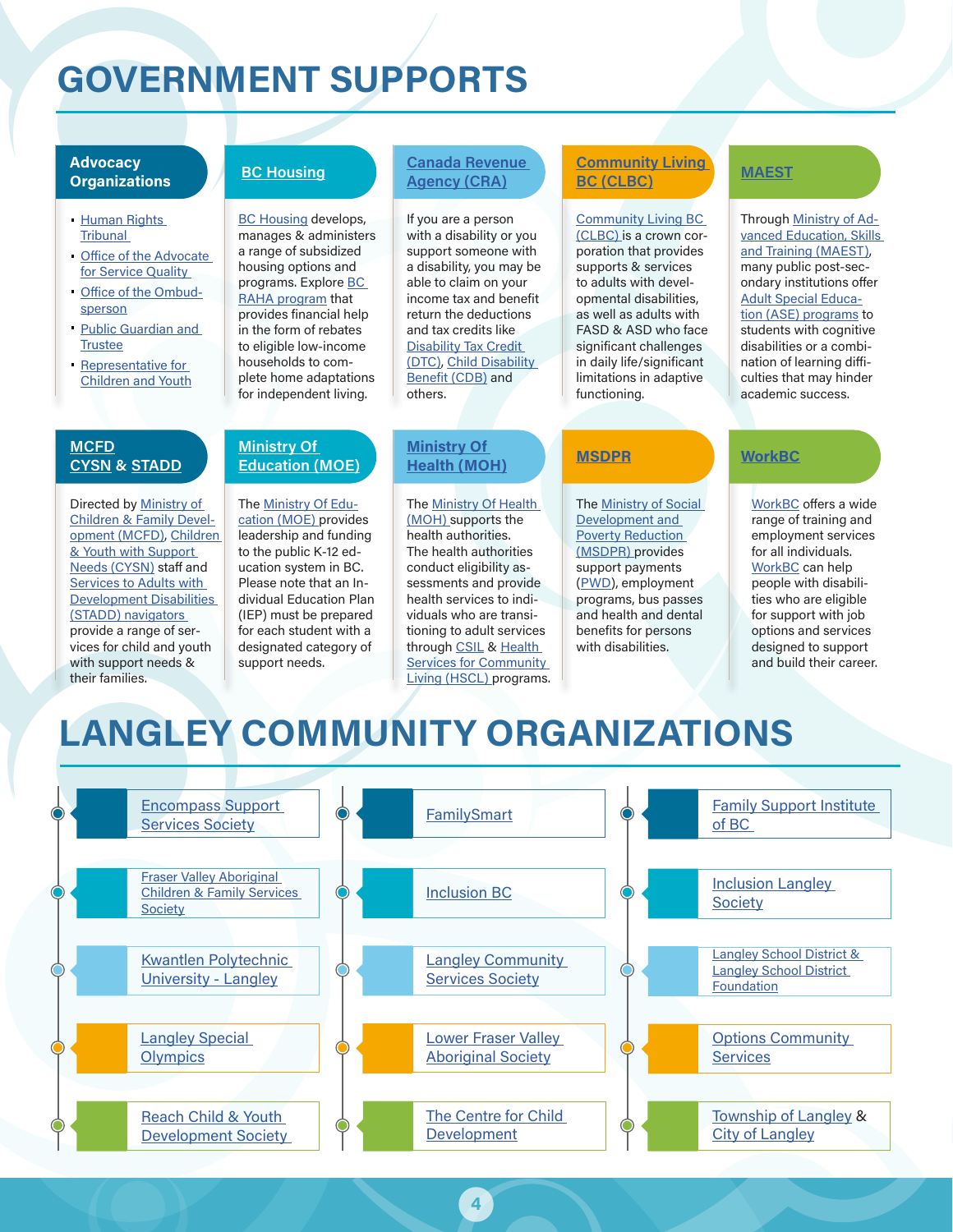# GOVERNMENT SUPPORTS

### Advocacy Organizations

- Human Rights Tribunal
- Office of the Advocate for Service Quality
- Office of the Ombudsperson
- Public Guardian and Trustee
- Representative for Children and Youth

### BC Housing

BC Housing develops, manages & administers a range of subsidized housing options and programs. Explore BC RAHA program that provides financial help in the form of rebates to eligible low-income households to complete home adaptations for independent living.

### Canada Revenue Agency (CRA)

If you are a person with a disability or you support someone with a disability, you may be able to claim on your income tax and benefit return the deductions and tax credits like Disability Tax Credit (DTC), Child Disability Benefit (CDB) and others.

### Community Living BC (CLBC)

Community Living BC (CLBC) is a crown corporation that provides supports & services to adults with developmental disabilities, as well as adults with FASD & ASD who face significant challenges in daily life/significant limitations in adaptive functioning.

### MAEST

Through Ministry of Advanced Education, Skills and Training (MAEST), many public post-secondary institutions offer Adult Special Education (ASE) programs to students with cognitive disabilities or a combination of learning difficulties that may hinder academic success.

### MCFD CYSN & STADD

Directed by Ministry of Children & Family Development (MCFD), Children & Youth with Support Needs (CYSN) staff and Services to Adults with Development Disabilities (STADD) navigators provide a range of services for child and youth with support needs & their families.

### Ministry Of Education (MOE)

The Ministry Of Education (MOE) provides leadership and funding to the public K-12 education system in BC. Please note that an Individual Education Plan (IEP) must be prepared for each student with a designated category of support needs.

### Ministry Of Health (MOH)

The Ministry Of Health (MOH) supports the health authorities. The health authorities conduct eligibility assessments and provide health services to individuals who are transitioning to adult services through CSIL & Health Services for Community Living (HSCL) programs.

### MSDPR

The Ministry of Social Development and Poverty Reduction (MSDPR) provides support payments (PWD), employment programs, bus passes and health and dental benefits for persons with disabilities.

### WorkBC

WorkBC offers a wide range of training and employment services for all individuals. WorkBC can help people with disabilities who are eligible for support with job options and services designed to support and build their career.

# LANGLEY COMMUNITY ORGANIZATIONS

- Encompass Support Services Society
- FamilySmart
- Family Support Institute of BC
- Fraser Valley Aboriginal Children & Family Services Society
- Inclusion BC
- Inclusion Langley Society
- Kwantlen Polytechnic University - Langley
- Langley Community Services Society
- Langley School District & Langley School District Foundation
- Langley Special Olympics
- Lower Fraser Valley Aboriginal Society
- Options Community Services
- Reach Child & Youth Development Society
- The Centre for Child Development
- Township of Langley & City of Langley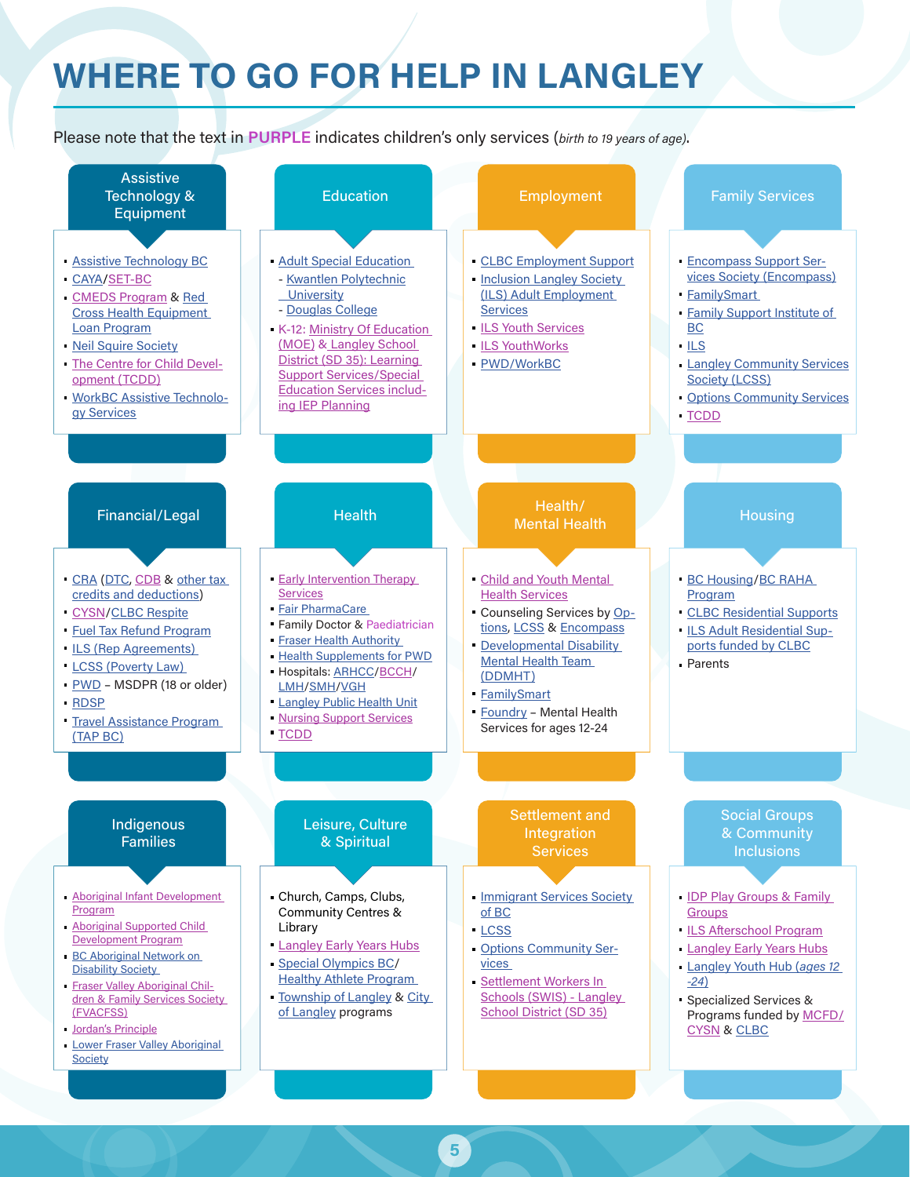# WHERE TO GO FOR HELP IN LANGLEY

Please note that the text in **PURPLE** indicates children's only services (*birth to 19 years of age*).

## Assistive Technology & Equipment

- Assistive Technology BC
- CAYA/SET-BC
- CMEDS Program & Red Cross Health Equipment Loan Program
- Neil Squire Society
- The Centre for Child Development (TCDD)
- WorkBC Assistive Technology Services

## Education

- Adult Special Education
  - Kwantlen Polytechnic University
  - Douglas College
- K-12: Ministry Of Education (MOE) & Langley School District (SD 35): Learning Support Services/Special Education Services including IEP Planning

## Employment

- CLBC Employment Support
- Inclusion Langley Society (ILS) Adult Employment Services
- ILS Youth Services
- ILS YouthWorks
- PWD/WorkBC

## Family Services

- Encompass Support Services Society (Encompass)
- FamilySmart
- Family Support Institute of BC
- ILS
- Langley Community Services Society (LCSS)
- Options Community Services
- TCDD

## Financial/Legal

- CRA (DTC, CDB & other tax credits and deductions)
- CYSN/CLBC Respite
- Fuel Tax Refund Program
- ILS (Rep Agreements)
- LCSS (Poverty Law)
- PWD – MSDPR (18 or older)
- RDSP
- Travel Assistance Program (TAP BC)

## Health

- Early Intervention Therapy Services
- Fair PharmaCare
- Family Doctor & Paediatrician
- Fraser Health Authority
- Health Supplements for PWD
- Hospitals: ARHCC/BCCH/LMH/SMH/VGH
- Langley Public Health Unit
- Nursing Support Services
- TCDD

## Health/ Mental Health

- Child and Youth Mental Health Services
- Counseling Services by Options, LCSS & Encompass
- Developmental Disability Mental Health Team (DDMHT)
- FamilySmart
- Foundry – Mental Health Services for ages 12-24

## Housing

- BC Housing/BC RAHA Program
- CLBC Residential Supports
- ILS Adult Residential Supports funded by CLBC
- Parents

## Indigenous Families

- Aboriginal Infant Development Program
- Aboriginal Supported Child Development Program
- BC Aboriginal Network on Disability Society
- Fraser Valley Aboriginal Children & Family Services Society (FVACFSS)
- Jordan's Principle
- Lower Fraser Valley Aboriginal Society

## Leisure, Culture & Spiritual

- Church, Camps, Clubs, Community Centres & Library
- Langley Early Years Hubs
- Special Olympics BC/Healthy Athlete Program
- Township of Langley & City of Langley programs

## Settlement and Integration Services

- Immigrant Services Society of BC
- LCSS
- Options Community Services
- Settlement Workers In Schools (SWIS) - Langley School District (SD 35)

## Social Groups & Community Inclusions

- IDP Play Groups & Family Groups
- ILS Afterschool Program
- Langley Early Years Hubs
- Langley Youth Hub (*ages 12-24*)
- Specialized Services & Programs funded by MCFD/CYSN & CLBC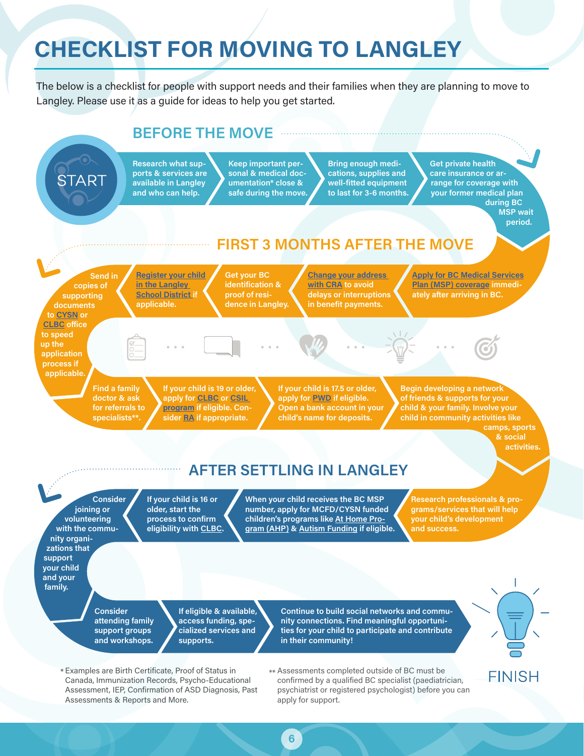# CHECKLIST FOR MOVING TO LANGLEY

The below is a checklist for people with support needs and their families when they are planning to move to Langley. Please use it as a guide for ideas to help you get started.

START

## BEFORE THE MOVE

- Research what supports & services are available in Langley and who can help.
- Keep important personal & medical documentation* close & safe during the move.
- Bring enough medications, supplies and well-fitted equipment to last for 3-6 months.
- Get private health care insurance or arrange for coverage with your former medical plan during BC MSP wait period.

## FIRST 3 MONTHS AFTER THE MOVE

- Apply for BC Medical Services Plan (MSP) coverage immediately after arriving in BC.
- Change your address with CRA to avoid delays or interruptions in benefit payments.
- Get your BC identification & proof of residence in Langley.
- Register your child in the Langley School District if applicable.
- Send in copies of supporting documents to CYSN or CLBC office to speed up the application process if applicable.
- Find a family doctor & ask for referrals to specialists**.
- If your child is 19 or older, apply for CLBC or CSIL program if eligible. Consider RA if appropriate.
- If your child is 17.5 or older, apply for PWD if eligible. Open a bank account in your child's name for deposits.
- Begin developing a network of friends & supports for your child & your family. Involve your child in community activities like camps, sports & social activities.

## AFTER SETTLING IN LANGLEY

- Research professionals & programs/services that will help your child's development and success.
- When your child receives the BC MSP number, apply for MCFD/CYSN funded children's programs like At Home Program (AHP) & Autism Funding if eligible.
- If your child is 16 or older, start the process to confirm eligibility with CLBC.
- Consider joining or volunteering with the community organizations that support your child and your family.
- Consider attending family support groups and workshops.
- If eligible & available, access funding, specialized services and supports.
- Continue to build social networks and community connections. Find meaningful opportunities for your child to participate and contribute in their community!

FINISH

* Examples are Birth Certificate, Proof of Status in Canada, Immunization Records, Psycho-Educational Assessment, IEP, Confirmation of ASD Diagnosis, Past Assessments & Reports and More.

** Assessments completed outside of BC must be confirmed by a qualified BC specialist (paediatrician, psychiatrist or registered psychologist) before you can apply for support.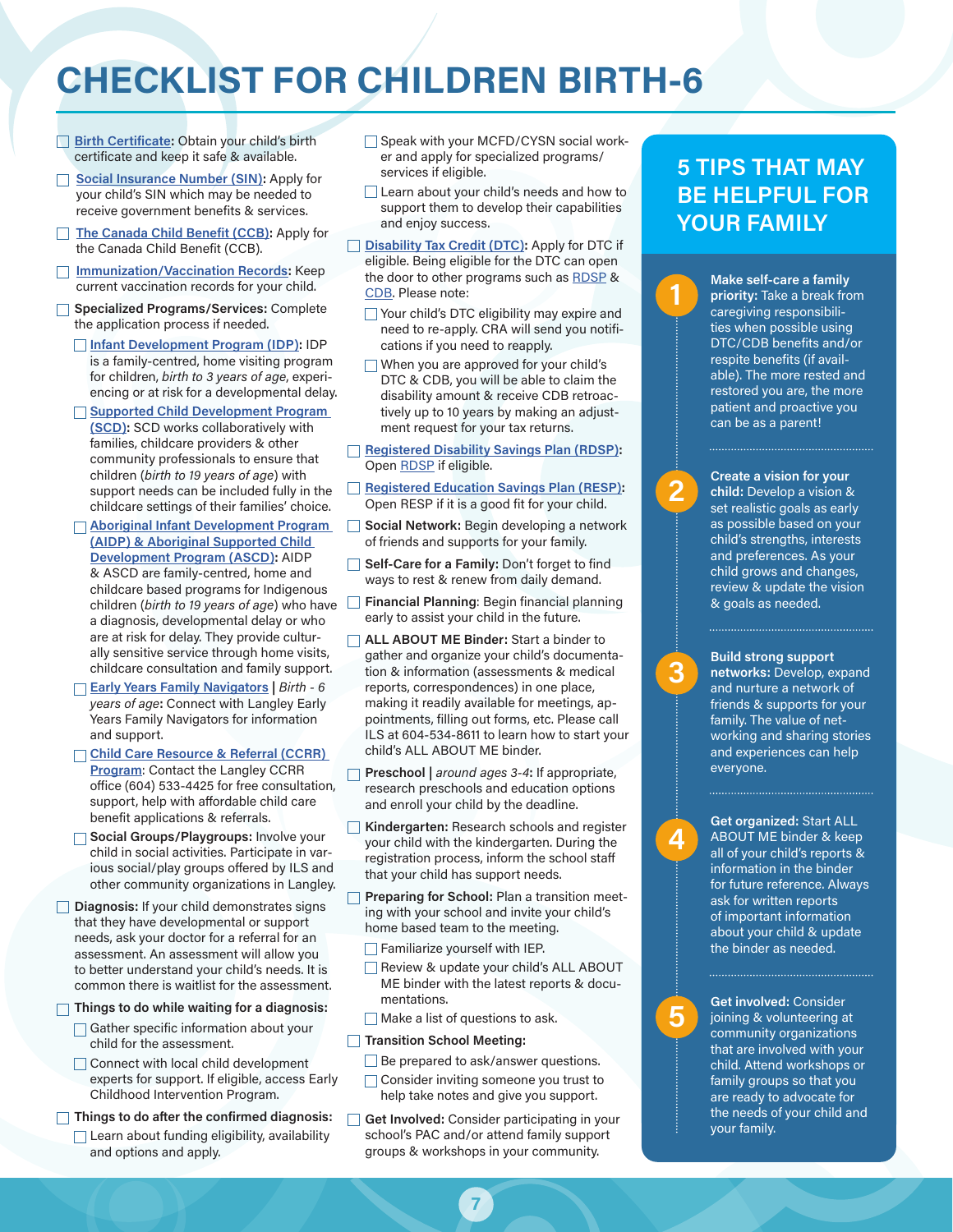# CHECKLIST FOR CHILDREN BIRTH-6

- [ ] **Birth Certificate:** Obtain your child's birth certificate and keep it safe & available.
- [ ] **Social Insurance Number (SIN):** Apply for your child's SIN which may be needed to receive government benefits & services.
- [ ] **The Canada Child Benefit (CCB):** Apply for the Canada Child Benefit (CCB).
- [ ] **Immunization/Vaccination Records:** Keep current vaccination records for your child.
- [ ] **Specialized Programs/Services:** Complete the application process if needed.
  - [ ] **Infant Development Program (IDP):** IDP is a family-centred, home visiting program for children, *birth to 3 years of age*, experiencing or at risk for a developmental delay.
  - [ ] **Supported Child Development Program (SCD):** SCD works collaboratively with families, childcare providers & other community professionals to ensure that children (*birth to 19 years of age*) with support needs can be included fully in the childcare settings of their families' choice.
  - [ ] **Aboriginal Infant Development Program (AIDP) & Aboriginal Supported Child Development Program (ASCD):** AIDP & ASCD are family-centred, home and childcare based programs for Indigenous children (*birth to 19 years of age*) who have a diagnosis, developmental delay or who are at risk for delay. They provide culturally sensitive service through home visits, childcare consultation and family support.
  - [ ] **Early Years Family Navigators** | *Birth - 6 years of age***:** Connect with Langley Early Years Family Navigators for information and support.
  - [ ] **Child Care Resource & Referral (CCRR) Program:** Contact the Langley CCRR office (604) 533-4425 for free consultation, support, help with affordable child care benefit applications & referrals.
  - [ ] **Social Groups/Playgroups:** Involve your child in social activities. Participate in various social/play groups offered by ILS and other community organizations in Langley.
- [ ] **Diagnosis:** If your child demonstrates signs that they have developmental or support needs, ask your doctor for a referral for an assessment. An assessment will allow you to better understand your child's needs. It is common there is waitlist for the assessment.
- [ ] **Things to do while waiting for a diagnosis:**
  - [ ] Gather specific information about your child for the assessment.
  - [ ] Connect with local child development experts for support. If eligible, access Early Childhood Intervention Program.
- [ ] **Things to do after the confirmed diagnosis:**
  - [ ] Learn about funding eligibility, availability and options and apply.
  - [ ] Speak with your MCFD/CYSN social worker and apply for specialized programs/services if eligible.
  - [ ] Learn about your child's needs and how to support them to develop their capabilities and enjoy success.
- [ ] **Disability Tax Credit (DTC):** Apply for DTC if eligible. Being eligible for the DTC can open the door to other programs such as RDSP & CDB. Please note:
  - [ ] Your child's DTC eligibility may expire and need to re-apply. CRA will send you notifications if you need to reapply.
  - [ ] When you are approved for your child's DTC & CDB, you will be able to claim the disability amount & receive CDB retroactively up to 10 years by making an adjustment request for your tax returns.
- [ ] **Registered Disability Savings Plan (RDSP):** Open RDSP if eligible.
- [ ] **Registered Education Savings Plan (RESP):** Open RESP if it is a good fit for your child.
- [ ] **Social Network:** Begin developing a network of friends and supports for your family.
- [ ] **Self-Care for a Family:** Don't forget to find ways to rest & renew from daily demand.
- [ ] **Financial Planning**: Begin financial planning early to assist your child in the future.
- [ ] **ALL ABOUT ME Binder:** Start a binder to gather and organize your child's documentation & information (assessments & medical reports, correspondences) in one place, making it readily available for meetings, appointments, filling out forms, etc. Please call ILS at 604-534-8611 to learn how to start your child's ALL ABOUT ME binder.
- [ ] **Preschool** | *around ages 3-4***:** If appropriate, research preschools and education options and enroll your child by the deadline.
- [ ] **Kindergarten:** Research schools and register your child with the kindergarten. During the registration process, inform the school staff that your child has support needs.
- [ ] **Preparing for School:** Plan a transition meeting with your school and invite your child's home based team to the meeting.
  - [ ] Familiarize yourself with IEP.
  - [ ] Review & update your child's ALL ABOUT ME binder with the latest reports & documentations.
  - [ ] Make a list of questions to ask.
- [ ] **Transition School Meeting:**
  - [ ] Be prepared to ask/answer questions.
  - [ ] Consider inviting someone you trust to help take notes and give you support.
- [ ] **Get Involved:** Consider participating in your school's PAC and/or attend family support groups & workshops in your community.

## 5 TIPS THAT MAY BE HELPFUL FOR YOUR FAMILY

1. **Make self-care a family priority:** Take a break from caregiving responsibilities when possible using DTC/CDB benefits and/or respite benefits (if available). The more rested and restored you are, the more patient and proactive you can be as a parent!

2. **Create a vision for your child:** Develop a vision & set realistic goals as early as possible based on your child's strengths, interests and preferences. As your child grows and changes, review & update the vision & goals as needed.

3. **Build strong support networks:** Develop, expand and nurture a network of friends & supports for your family. The value of networking and sharing stories and experiences can help everyone.

4. **Get organized:** Start ALL ABOUT ME binder & keep all of your child's reports & information in the binder for future reference. Always ask for written reports of important information about your child & update the binder as needed.

5. **Get involved:** Consider joining & volunteering at community organizations that are involved with your child. Attend workshops or family groups so that you are ready to advocate for the needs of your child and your family.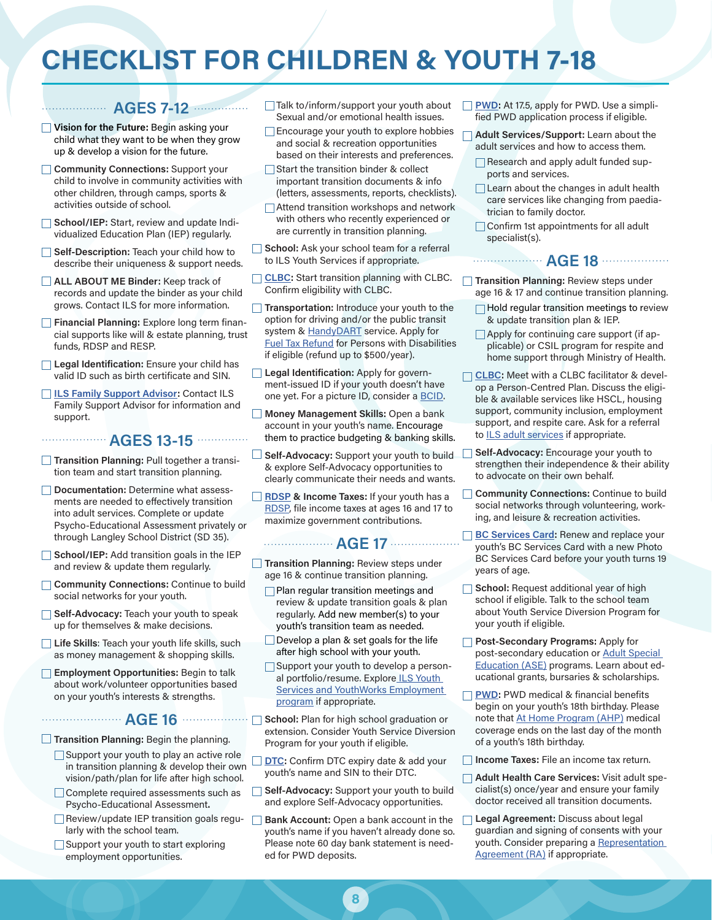# CHECKLIST FOR CHILDREN & YOUTH 7-18

## AGES 7-12

- [ ] **Vision for the Future:** Begin asking your child what they want to be when they grow up & develop a vision for the future.
- [ ] **Community Connections:** Support your child to involve in community activities with other children, through camps, sports & activities outside of school.
- [ ] **School/IEP:** Start, review and update Individualized Education Plan (IEP) regularly.
- [ ] **Self-Description:** Teach your child how to describe their uniqueness & support needs.
- [ ] **ALL ABOUT ME Binder:** Keep track of records and update the binder as your child grows. Contact ILS for more information.
- [ ] **Financial Planning:** Explore long term financial supports like will & estate planning, trust funds, RDSP and RESP.
- [ ] **Legal Identification:** Ensure your child has valid ID such as birth certificate and SIN.
- [ ] **ILS Family Support Advisor:** Contact ILS Family Support Advisor for information and support.

## AGES 13-15

- [ ] **Transition Planning:** Pull together a transition team and start transition planning.
- [ ] **Documentation:** Determine what assessments are needed to effectively transition into adult services. Complete or update Psycho-Educational Assessment privately or through Langley School District (SD 35).
- [ ] **School/IEP:** Add transition goals in the IEP and review & update them regularly.
- [ ] **Community Connections:** Continue to build social networks for your youth.
- [ ] **Self-Advocacy:** Teach your youth to speak up for themselves & make decisions.
- [ ] **Life Skills**: Teach your youth life skills, such as money management & shopping skills.
- [ ] **Employment Opportunities:** Begin to talk about work/volunteer opportunities based on your youth's interests & strengths.

## AGE 16

- [ ] **Transition Planning:** Begin the planning.
  - [ ] Support your youth to play an active role in transition planning & develop their own vision/path/plan for life after high school.
  - [ ] Complete required assessments such as Psycho-Educational Assessment**.**
  - [ ] Review/update IEP transition goals regularly with the school team.
  - [ ] Support your youth to start exploring employment opportunities.
  - [ ] Talk to/inform/support your youth about Sexual and/or emotional health issues.
  - [ ] Encourage your youth to explore hobbies and social & recreation opportunities based on their interests and preferences.
  - [ ] Start the transition binder & collect important transition documents & info (letters, assessments, reports, checklists).
  - [ ] Attend transition workshops and network with others who recently experienced or are currently in transition planning.
- [ ] **School:** Ask your school team for a referral to ILS Youth Services if appropriate.
- [ ] **CLBC:** Start transition planning with CLBC. Confirm eligibility with CLBC.
- [ ] **Transportation:** Introduce your youth to the option for driving and/or the public transit system & HandyDART service. Apply for Fuel Tax Refund for Persons with Disabilities if eligible (refund up to $500/year).
- [ ] **Legal Identification:** Apply for government-issued ID if your youth doesn't have one yet. For a picture ID, consider a BCID.
- [ ] **Money Management Skills:** Open a bank account in your youth's name. Encourage them to practice budgeting & banking skills.
- [ ] **Self-Advocacy:** Support your youth to build & explore Self-Advocacy opportunities to clearly communicate their needs and wants.
- [ ] **RDSP & Income Taxes:** If your youth has a RDSP, file income taxes at ages 16 and 17 to maximize government contributions.

## AGE 17

- [ ] **Transition Planning:** Review steps under age 16 & continue transition planning.
  - [ ] Plan regular transition meetings and review & update transition goals & plan regularly. Add new member(s) to your youth's transition team as needed.
  - [ ] Develop a plan & set goals for the life after high school with your youth.
  - [ ] Support your youth to develop a personal portfolio/resume. Explore ILS Youth Services and YouthWorks Employment program if appropriate.
- [ ] **School:** Plan for high school graduation or extension. Consider Youth Service Diversion Program for your youth if eligible.
- [ ] **DTC:** Confirm DTC expiry date & add your youth's name and SIN to their DTC.
- [ ] **Self-Advocacy:** Support your youth to build and explore Self-Advocacy opportunities.
- [ ] **Bank Account:** Open a bank account in the youth's name if you haven't already done so. Please note 60 day bank statement is needed for PWD deposits.
- [ ] **PWD:** At 17.5, apply for PWD. Use a simplified PWD application process if eligible.
- [ ] **Adult Services/Support:** Learn about the adult services and how to access them.
  - [ ] Research and apply adult funded supports and services.
  - [ ] Learn about the changes in adult health care services like changing from paediatrician to family doctor.
  - [ ] Confirm 1st appointments for all adult specialist(s).

## AGE 18

- [ ] **Transition Planning:** Review steps under age 16 & 17 and continue transition planning.
  - [ ] Hold regular transition meetings to review & update transition plan & IEP.
  - [ ] Apply for continuing care support (if applicable) or CSIL program for respite and home support through Ministry of Health.
- [ ] **CLBC:** Meet with a CLBC facilitator & develop a Person-Centred Plan. Discuss the eligible & available services like HSCL, housing support, community inclusion, employment support, and respite care. Ask for a referral to ILS adult services if appropriate.
- [ ] **Self-Advocacy:** Encourage your youth to strengthen their independence & their ability to advocate on their own behalf.
- [ ] **Community Connections:** Continue to build social networks through volunteering, working, and leisure & recreation activities.
- [ ] **BC Services Card:** Renew and replace your youth's BC Services Card with a new Photo BC Services Card before your youth turns 19 years of age.
- [ ] **School:** Request additional year of high school if eligible. Talk to the school team about Youth Service Diversion Program for your youth if eligible.
- [ ] **Post-Secondary Programs:** Apply for post-secondary education or Adult Special Education (ASE) programs. Learn about educational grants, bursaries & scholarships.
- [ ] **PWD:** PWD medical & financial benefits begin on your youth's 18th birthday. Please note that At Home Program (AHP) medical coverage ends on the last day of the month of a youth's 18th birthday.
- [ ] **Income Taxes:** File an income tax return.
- [ ] **Adult Health Care Services:** Visit adult specialist(s) once/year and ensure your family doctor received all transition documents.
- [ ] **Legal Agreement:** Discuss about legal guardian and signing of consents with your youth. Consider preparing a Representation Agreement (RA) if appropriate.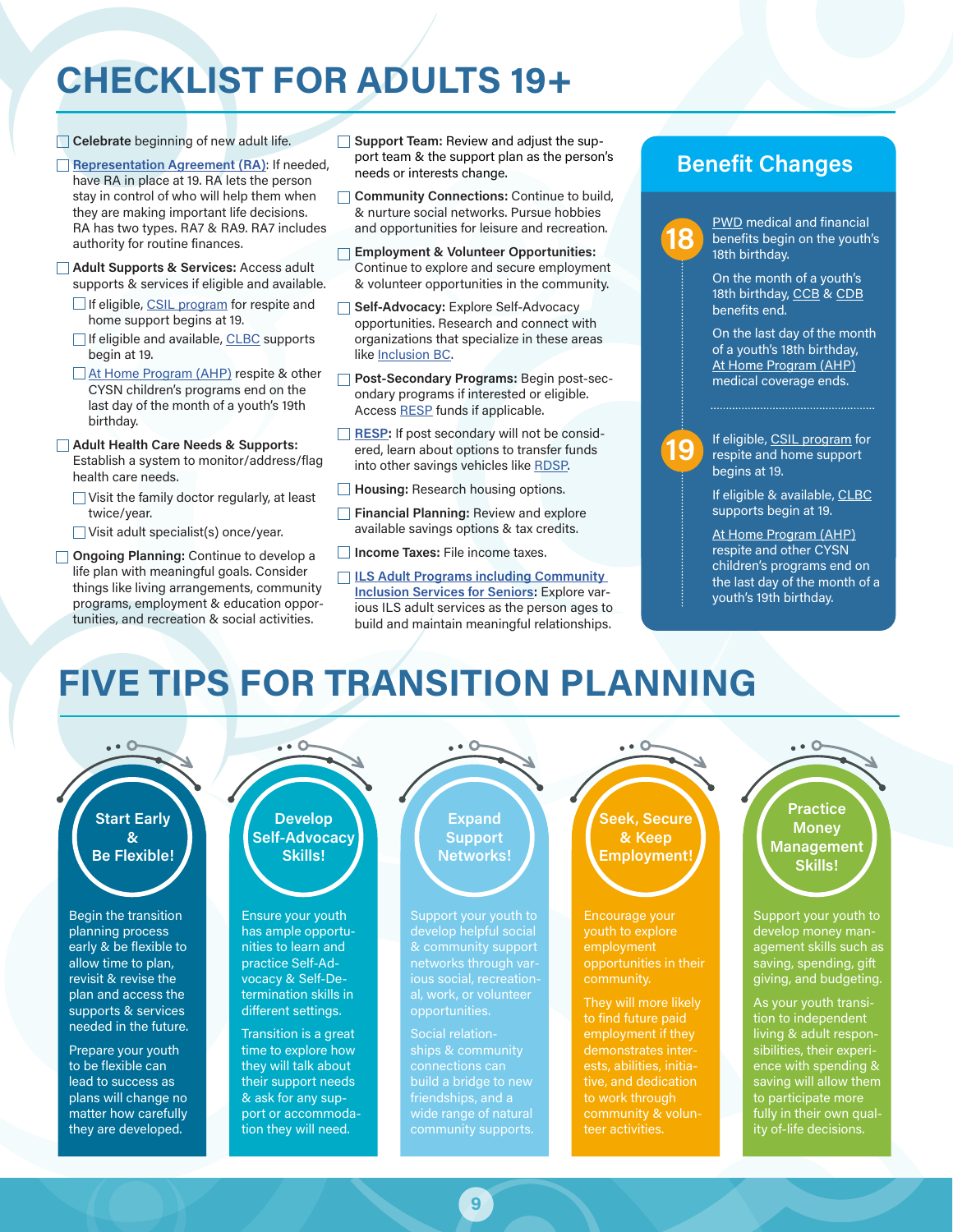# CHECKLIST FOR ADULTS 19+

- ☐ **Celebrate** beginning of new adult life.
- ☐ Representation Agreement (RA): If needed, have RA in place at 19. RA lets the person stay in control of who will help them when they are making important life decisions. RA has two types. RA7 & RA9. RA7 includes authority for routine finances.
- ☐ **Adult Supports & Services:** Access adult supports & services if eligible and available.
  - ☐ If eligible, CSIL program for respite and home support begins at 19.
  - ☐ If eligible and available, CLBC supports begin at 19.
  - ☐ At Home Program (AHP) respite & other CYSN children's programs end on the last day of the month of a youth's 19th birthday.
- ☐ **Adult Health Care Needs & Supports:** Establish a system to monitor/address/flag health care needs.
  - ☐ Visit the family doctor regularly, at least twice/year.
  - ☐ Visit adult specialist(s) once/year.
- ☐ **Ongoing Planning:** Continue to develop a life plan with meaningful goals. Consider things like living arrangements, community programs, employment & education opportunities, and recreation & social activities.
- ☐ **Support Team:** Review and adjust the support team & the support plan as the person's needs or interests change.
- ☐ **Community Connections:** Continue to build, & nurture social networks. Pursue hobbies and opportunities for leisure and recreation.
- ☐ **Employment & Volunteer Opportunities:** Continue to explore and secure employment & volunteer opportunities in the community.
- ☐ **Self-Advocacy:** Explore Self-Advocacy opportunities. Research and connect with organizations that specialize in these areas like Inclusion BC.
- ☐ **Post-Secondary Programs:** Begin post-secondary programs if interested or eligible. Access RESP funds if applicable.
- ☐ **RESP:** If post secondary will not be considered, learn about options to transfer funds into other savings vehicles like RDSP.
- ☐ **Housing:** Research housing options.
- ☐ **Financial Planning:** Review and explore available savings options & tax credits.
- ☐ **Income Taxes:** File income taxes.
- ☐ **ILS Adult Programs including Community Inclusion Services for Seniors**: Explore various ILS adult services as the person ages to build and maintain meaningful relationships.

## Benefit Changes

**18**

PWD medical and financial benefits begin on the youth's 18th birthday.

On the month of a youth's 18th birthday, CCB & CDB benefits end.

On the last day of the month of a youth's 18th birthday, At Home Program (AHP) medical coverage ends.

**19**

If eligible, CSIL program for respite and home support begins at 19.

If eligible & available, CLBC supports begin at 19.

At Home Program (AHP) respite and other CYSN children's programs end on the last day of the month of a youth's 19th birthday.

# FIVE TIPS FOR TRANSITION PLANNING

### Start Early & Be Flexible!

Begin the transition planning process early & be flexible to allow time to plan, revisit & revise the plan and access the supports & services needed in the future.

Prepare your youth to be flexible can lead to success as plans will change no matter how carefully they are developed.

### Develop Self-Advocacy Skills!

Ensure your youth has ample opportunities to learn and practice Self-Advocacy & Self-Determination skills in different settings.

Transition is a great time to explore how they will talk about their support needs & ask for any support or accommodation they will need.

### Expand Support Networks!

Support your youth to develop helpful social & community support networks through various social, recreational, work, or volunteer opportunities.

Social relationships & community connections can build a bridge to new friendships, and a wide range of natural community supports.

### Seek, Secure & Keep Employment!

Encourage your youth to explore employment opportunities in their community.

They will more likely to find future paid employment if they demonstrates interests, abilities, initiative, and dedication to work through community & volunteer activities.

### Practice Money Management Skills!

Support your youth to develop money management skills such as saving, spending, gift giving, and budgeting.

As your youth transition to independent living & adult responsibilities, their experience with spending & saving will allow them to participate more fully in their own quality of-life decisions.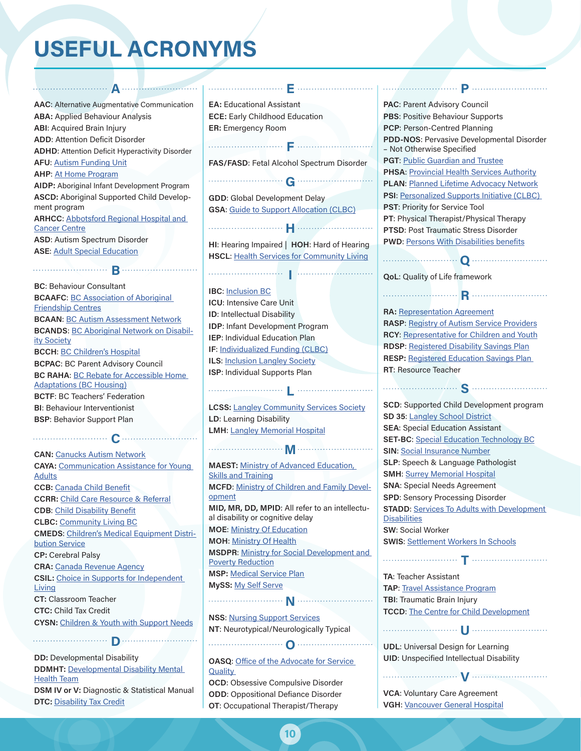# USEFUL ACRONYMS

## A

**AAC:** Alternative Augmentative Communication
**ABA:** Applied Behaviour Analysis
**ABI:** Acquired Brain Injury
**ADD:** Attention Deficit Disorder
**ADHD:** Attention Deficit Hyperactivity Disorder
**AFU:** Autism Funding Unit
**AHP:** At Home Program
**AIDP:** Aboriginal Infant Development Program
**ASCD:** Aboriginal Supported Child Development program
**ARHCC:** Abbotsford Regional Hospital and Cancer Centre
**ASD:** Autism Spectrum Disorder
**ASE:** Adult Special Education

## B

**BC:** Behaviour Consultant
**BCAAFC:** BC Association of Aboriginal Friendship Centres
**BCAAN:** BC Autism Assessment Network
**BCANDS:** BC Aboriginal Network on Disability Society
**BCCH:** BC Children's Hospital
**BCPAC:** BC Parent Advisory Council
**BC RAHA:** BC Rebate for Accessible Home Adaptations (BC Housing)
**BCTF:** BC Teachers' Federation
**BI:** Behaviour Interventionist
**BSP:** Behavior Support Plan

## C

**CAN:** Canucks Autism Network
**CAYA:** Communication Assistance for Young Adults
**CCB:** Canada Child Benefit
**CCRR:** Child Care Resource & Referral
**CDB:** Child Disability Benefit
**CLBC:** Community Living BC
**CMEDS:** Children's Medical Equipment Distribution Service
**CP:** Cerebral Palsy
**CRA:** Canada Revenue Agency
**CSIL:** Choice in Supports for Independent Living
**CT:** Classroom Teacher
**CTC:** Child Tax Credit
**CYSN:** Children & Youth with Support Needs

## D

**DD:** Developmental Disability
**DDMHT:** Developmental Disability Mental Health Team
**DSM IV or V:** Diagnostic & Statistical Manual
**DTC:** Disability Tax Credit

## E

**EA:** Educational Assistant
**ECE:** Early Childhood Education
**ER:** Emergency Room

## F

**FAS/FASD:** Fetal Alcohol Spectrum Disorder

## G

**GDD:** Global Development Delay
**GSA:** Guide to Support Allocation (CLBC)

## H

**HI:** Hearing Impaired | **HOH:** Hard of Hearing
**HSCL:** Health Services for Community Living

## I

**IBC:** Inclusion BC
**ICU:** Intensive Care Unit
**ID:** Intellectual Disability
**IDP:** Infant Development Program
**IEP:** Individual Education Plan
**IF:** Individualized Funding (CLBC)
**ILS:** Inclusion Langley Society
**ISP:** Individual Supports Plan

## L

**LCSS:** Langley Community Services Society
**LD:** Learning Disability
**LMH:** Langley Memorial Hospital

## M

**MAEST:** Ministry of Advanced Education, Skills and Training
**MCFD:** Ministry of Children and Family Development
**MID, MR, DD, MPID:** All refer to an intellectual disability or cognitive delay
**MOE:** Ministry Of Education
**MOH:** Ministry Of Health
**MSDPR:** Ministry for Social Development and Poverty Reduction
**MSP:** Medical Service Plan
**MySS:** My Self Serve

## N

**NSS:** Nursing Support Services
**NT:** Neurotypical/Neurologically Typical

## O

**OASQ:** Office of the Advocate for Service Quality
**OCD:** Obsessive Compulsive Disorder
**ODD:** Oppositional Defiance Disorder
**OT:** Occupational Therapist/Therapy

## P

**PAC:** Parent Advisory Council
**PBS:** Positive Behaviour Supports
**PCP:** Person-Centred Planning
**PDD-NOS:** Pervasive Developmental Disorder – Not Otherwise Specified
**PGT:** Public Guardian and Trustee
**PHSA:** Provincial Health Services Authority
**PLAN:** Planned Lifetime Advocacy Network
**PSI:** Personalized Supports Initiative (CLBC)
**PST:** Priority for Service Tool
**PT:** Physical Therapist/Physical Therapy
**PTSD:** Post Traumatic Stress Disorder
**PWD:** Persons With Disabilities benefits

## Q

**QoL:** Quality of Life framework

## R

**RA:** Representation Agreement
**RASP:** Registry of Autism Service Providers
**RCY:** Representative for Children and Youth
**RDSP:** Registered Disability Savings Plan
**RESP:** Registered Education Savings Plan
**RT:** Resource Teacher

## S

**SCD:** Supported Child Development program
**SD 35:** Langley School District
**SEA:** Special Education Assistant
**SET-BC:** Special Education Technology BC
**SIN:** Social Insurance Number
**SLP:** Speech & Language Pathologist
**SMH:** Surrey Memorial Hospital
**SNA:** Special Needs Agreement
**SPD:** Sensory Processing Disorder
**STADD:** Services To Adults with Development Disabilities
**SW:** Social Worker
**SWIS:** Settlement Workers In Schools

## T

**TA:** Teacher Assistant
**TAP:** Travel Assistance Program
**TBI:** Traumatic Brain Injury
**TCCD:** The Centre for Child Development

## U

**UDL:** Universal Design for Learning
**UID:** Unspecified Intellectual Disability

## V

**VCA:** Voluntary Care Agreement
**VGH:** Vancouver General Hospital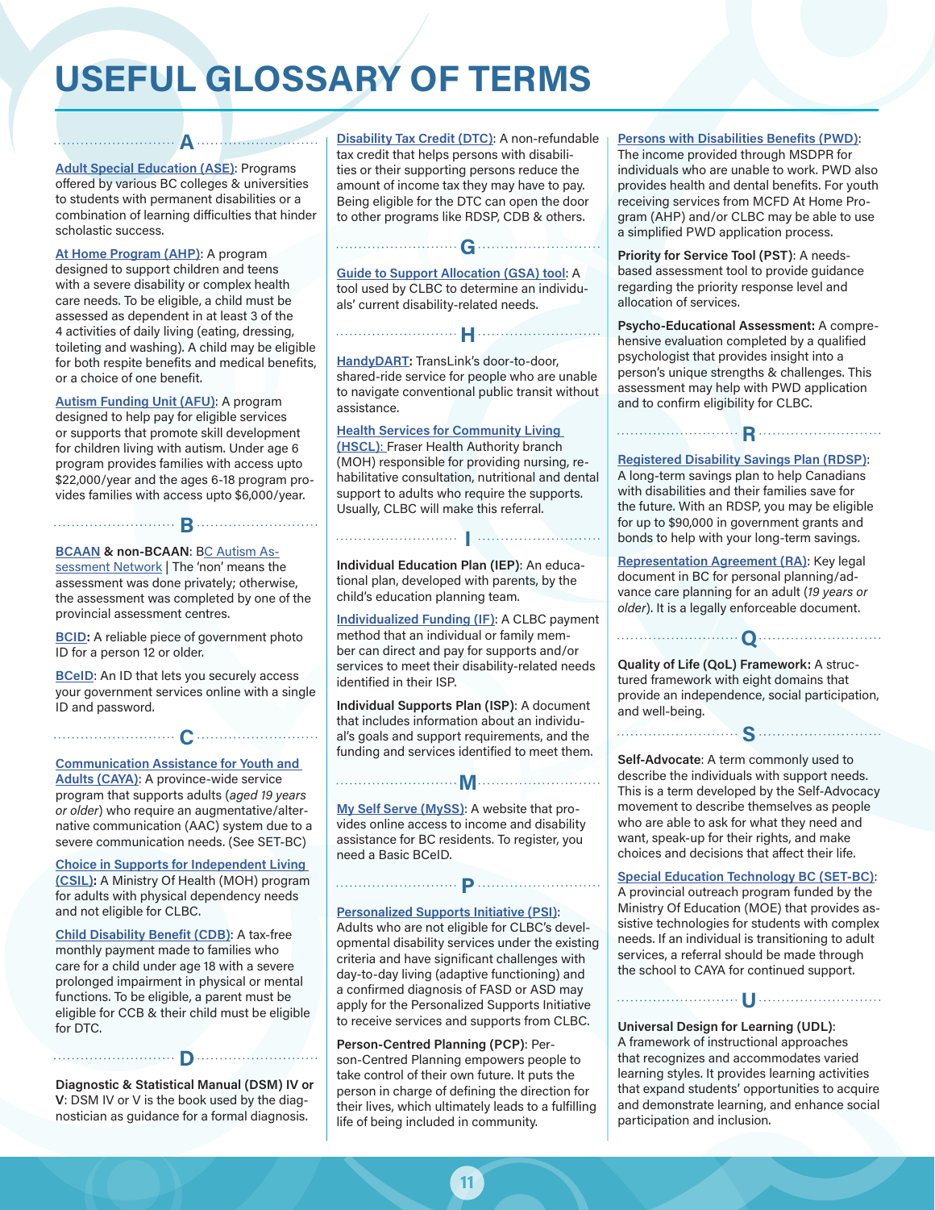# USEFUL GLOSSARY OF TERMS

## A

**Adult Special Education (ASE)**: Programs offered by various BC colleges & universities to students with permanent disabilities or a combination of learning difficulties that hinder scholastic success.

**At Home Program (AHP)**: A program designed to support children and teens with a severe disability or complex health care needs. To be eligible, a child must be assessed as dependent in at least 3 of the 4 activities of daily living (eating, dressing, toileting and washing). A child may be eligible for both respite benefits and medical benefits, or a choice of one benefit.

**Autism Funding Unit (AFU)**: A program designed to help pay for eligible services or supports that promote skill development for children living with autism. Under age 6 program provides families with access upto $22,000/year and the ages 6-18 program provides families with access upto $6,000/year.

## B

**BCAAN & non-BCAAN**: BC Autism Assessment Network | The 'non' means the assessment was done privately; otherwise, the assessment was completed by one of the provincial assessment centres.

**BCID:** A reliable piece of government photo ID for a person 12 or older.

**BCeID**: An ID that lets you securely access your government services online with a single ID and password.

## C

**Communication Assistance for Youth and Adults (CAYA)**: A province-wide service program that supports adults (*aged 19 years or older*) who require an augmentative/alternative communication (AAC) system due to a severe communication needs. (See SET-BC)

**Choice in Supports for Independent Living (CSIL):** A Ministry Of Health (MOH) program for adults with physical dependency needs and not eligible for CLBC.

**Child Disability Benefit (CDB)**: A tax-free monthly payment made to families who care for a child under age 18 with a severe prolonged impairment in physical or mental functions. To be eligible, a parent must be eligible for CCB & their child must be eligible for DTC.

## D

**Diagnostic & Statistical Manual (DSM) IV or V**: DSM IV or V is the book used by the diagnostician as guidance for a formal diagnosis.

**Disability Tax Credit (DTC)**: A non-refundable tax credit that helps persons with disabilities or their supporting persons reduce the amount of income tax they may have to pay. Being eligible for the DTC can open the door to other programs like RDSP, CDB & others.

## G

**Guide to Support Allocation (GSA) tool**: A tool used by CLBC to determine an individuals' current disability-related needs.

## H

**HandyDART:** TransLink's door-to-door, shared-ride service for people who are unable to navigate conventional public transit without assistance.

**Health Services for Community Living (HSCL):** Fraser Health Authority branch (MOH) responsible for providing nursing, rehabilitative consultation, nutritional and dental support to adults who require the supports. Usually, CLBC will make this referral.

## I

**Individual Education Plan (IEP)**: An educational plan, developed with parents, by the child's education planning team.

**Individualized Funding (IF)**: A CLBC payment method that an individual or family member can direct and pay for supports and/or services to meet their disability-related needs identified in their ISP.

**Individual Supports Plan (ISP)**: A document that includes information about an individual's goals and support requirements, and the funding and services identified to meet them.

## M

**My Self Serve (MySS)**: A website that provides online access to income and disability assistance for BC residents. To register, you need a Basic BCeID.

## P

**Personalized Supports Initiative (PSI)**: Adults who are not eligible for CLBC's developmental disability services under the existing criteria and have significant challenges with day-to-day living (adaptive functioning) and a confirmed diagnosis of FASD or ASD may apply for the Personalized Supports Initiative to receive services and supports from CLBC.

**Person-Centred Planning (PCP)**: Person-Centred Planning empowers people to take control of their own future. It puts the person in charge of defining the direction for their lives, which ultimately leads to a fulfilling life of being included in community.

**Persons with Disabilities Benefits (PWD)**: The income provided through MSDPR for individuals who are unable to work. PWD also provides health and dental benefits. For youth receiving services from MCFD At Home Program (AHP) and/or CLBC may be able to use a simplified PWD application process.

**Priority for Service Tool (PST)**: A needs-based assessment tool to provide guidance regarding the priority response level and allocation of services.

**Psycho-Educational Assessment:** A comprehensive evaluation completed by a qualified psychologist that provides insight into a person's unique strengths & challenges. This assessment may help with PWD application and to confirm eligibility for CLBC.

## R

**Registered Disability Savings Plan (RDSP)**: A long-term savings plan to help Canadians with disabilities and their families save for the future. With an RDSP, you may be eligible for up to $90,000 in government grants and bonds to help with your long-term savings.

**Representation Agreement (RA)**: Key legal document in BC for personal planning/advance care planning for an adult (*19 years or older*). It is a legally enforceable document.

## Q

**Quality of Life (QoL) Framework:** A structured framework with eight domains that provide an independence, social participation, and well-being.

## S

**Self-Advocate**: A term commonly used to describe the individuals with support needs. This is a term developed by the Self-Advocacy movement to describe themselves as people who are able to ask for what they need and want, speak-up for their rights, and make choices and decisions that affect their life.

**Special Education Technology BC (SET-BC)**: A provincial outreach program funded by the Ministry Of Education (MOE) that provides assistive technologies for students with complex needs. If an individual is transitioning to adult services, a referral should be made through the school to CAYA for continued support.

## U

**Universal Design for Learning (UDL)**: A framework of instructional approaches that recognizes and accommodates varied learning styles. It provides learning activities that expand students' opportunities to acquire and demonstrate learning, and enhance social participation and inclusion.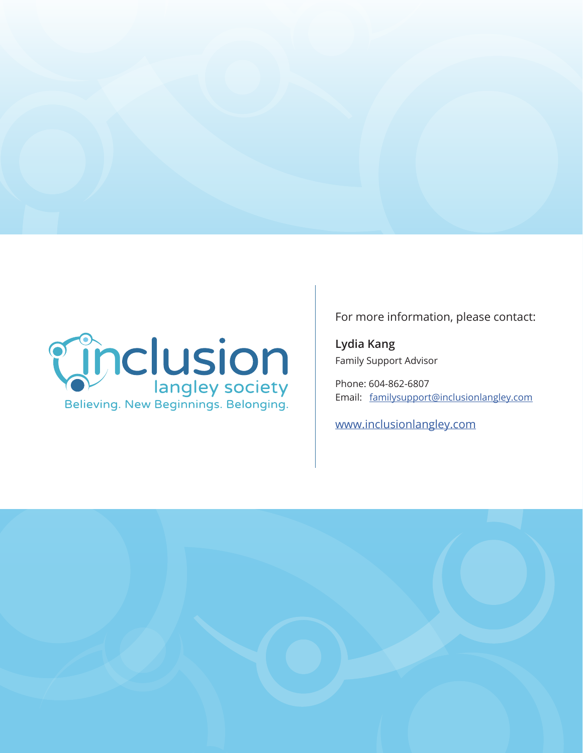inclusion

langley society

Believing. New Beginnings. Belonging.

For more information, please contact:

**Lydia Kang**

Family Support Advisor

Phone: 604-862-6807

Email: familysupport@inclusionlangley.com

www.inclusionlangley.com